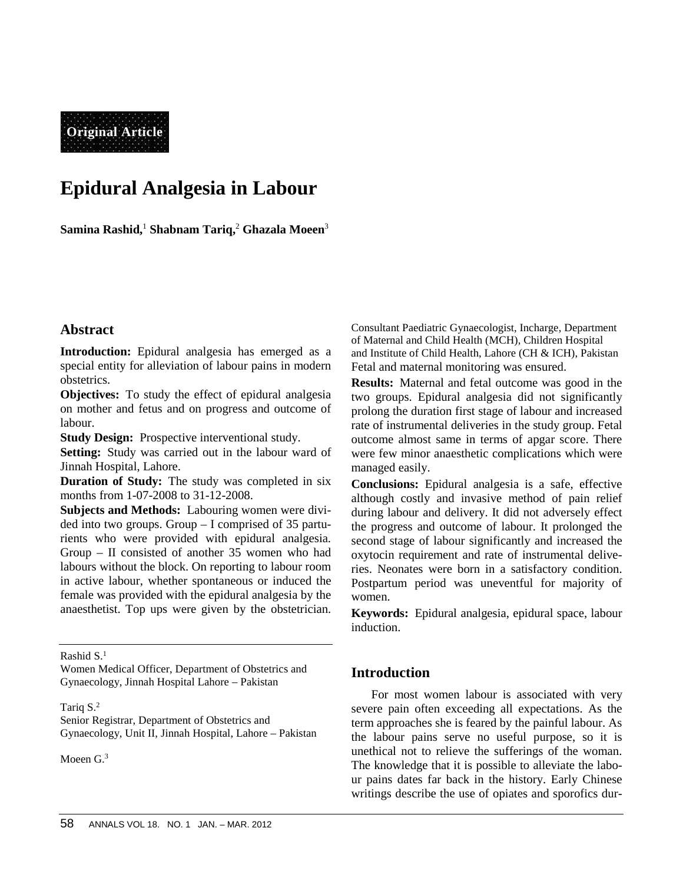Original Article

# Epidural Analgesia in Labour

**Samina Rashid,[1] Shabnam Tariq,[2] Ghazala Moeen[3]**

## Abstract

**Introduction:** Epidural analgesia has emerged as a special entity for alleviation of labour pains in modern obstetrics.

**Objectives:** To study the effect of epidural analgesia on mother and fetus and on progress and outcome of labour.

**Study Design:** Prospective interventional study.

**Setting:** Study was carried out in the labour ward of Jinnah Hospital, Lahore.

**Duration of Study:** The study was completed in six months from 1-07-2008 to 31-12-2008.

**Subjects and Methods:** Labouring women were divided into two groups. Group – I comprised of 35 parturients who were provided with epidural analgesia. Group – II consisted of another 35 women who had labours without the block. On reporting to labour room in active labour, whether spontaneous or induced the female was provided with the epidural analgesia by the anaesthetist. Top ups were given by the obstetrician. Fetal and maternal monitoring was ensured.

**Results:** Maternal and fetal outcome was good in the two groups. Epidural analgesia did not significantly prolong the duration first stage of labour and increased rate of instrumental deliveries in the study group. Fetal outcome almost same in terms of apgar score. There were few minor anaesthetic complications which were managed easily.

**Conclusions:** Epidural analgesia is a safe, effective although costly and invasive method of pain relief during labour and delivery. It did not adversely effect the progress and outcome of labour. It prolonged the second stage of labour significantly and increased the oxytocin requirement and rate of instrumental deliveries. Neonates were born in a satisfactory condition. Postpartum period was uneventful for majority of women.

**Keywords:** Epidural analgesia, epidural space, labour induction.

---

Rashid S.[1]
Women Medical Officer, Department of Obstetrics and Gynaecology, Jinnah Hospital Lahore – Pakistan

Tariq S.[2]
Senior Registrar, Department of Obstetrics and Gynaecology, Unit II, Jinnah Hospital, Lahore – Pakistan

Moeen G.[3]
Consultant Paediatric Gynaecologist, Incharge, Department of Maternal and Child Health (MCH), Children Hospital and Institute of Child Health, Lahore (CH & ICH), Pakistan

## Introduction

For most women labour is associated with very severe pain often exceeding all expectations. As the term approaches she is feared by the painful labour. As the labour pains serve no useful purpose, so it is unethical not to relieve the sufferings of the woman. The knowledge that it is possible to alleviate the labour pains dates far back in the history. Early Chinese writings describe the use of opiates and sporofics dur-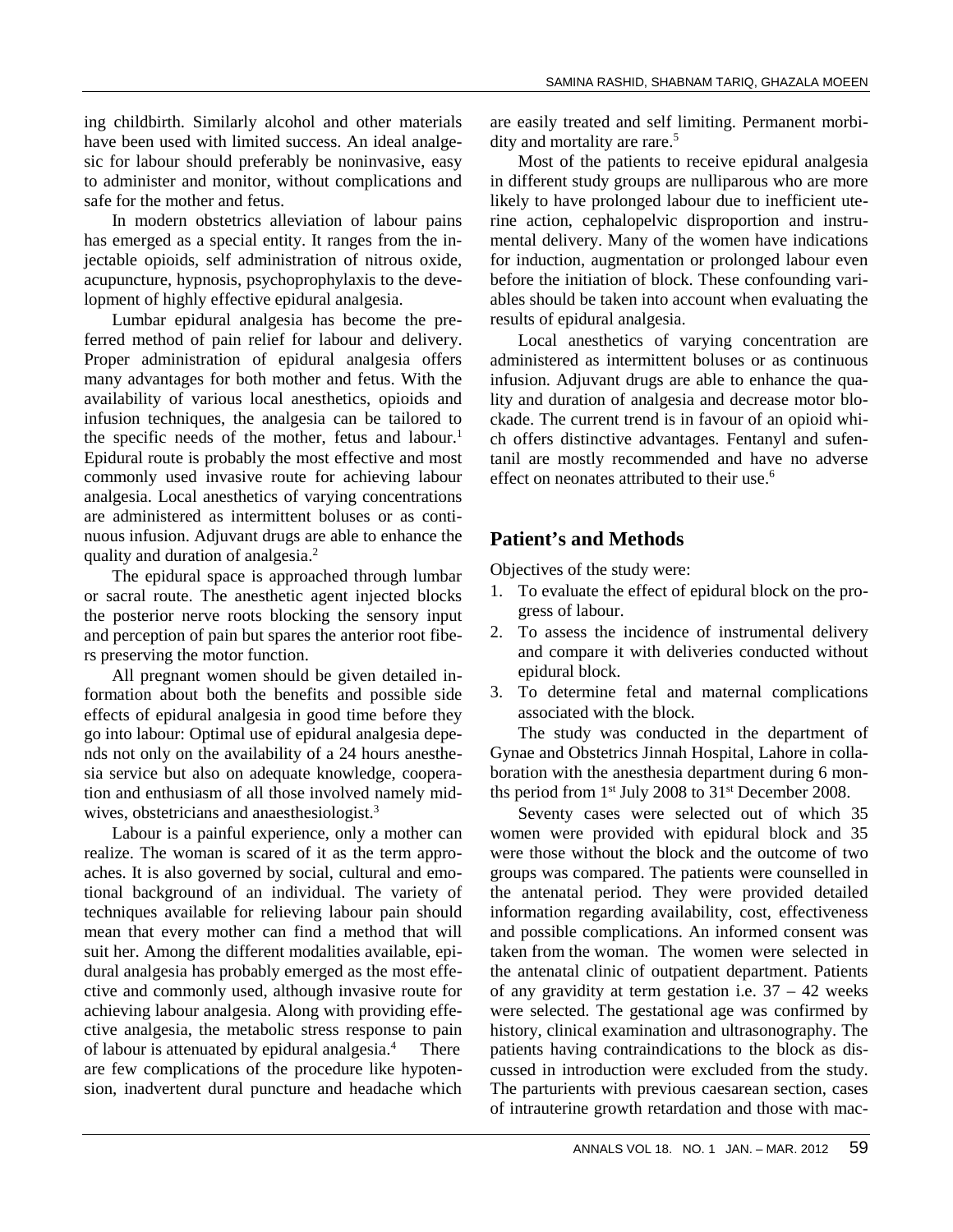ing childbirth. Similarly alcohol and other materials have been used with limited success. An ideal analgesic for labour should preferably be noninvasive, easy to administer and monitor, without complications and safe for the mother and fetus.

In modern obstetrics alleviation of labour pains has emerged as a special entity. It ranges from the injectable opioids, self administration of nitrous oxide, acupuncture, hypnosis, psychoprophylaxis to the development of highly effective epidural analgesia.

Lumbar epidural analgesia has become the preferred method of pain relief for labour and delivery. Proper administration of epidural analgesia offers many advantages for both mother and fetus. With the availability of various local anesthetics, opioids and infusion techniques, the analgesia can be tailored to the specific needs of the mother, fetus and labour.[1] Epidural route is probably the most effective and most commonly used invasive route for achieving labour analgesia. Local anesthetics of varying concentrations are administered as intermittent boluses or as continuous infusion. Adjuvant drugs are able to enhance the quality and duration of analgesia.[2]

The epidural space is approached through lumbar or sacral route. The anesthetic agent injected blocks the posterior nerve roots blocking the sensory input and perception of pain but spares the anterior root fibers preserving the motor function.

All pregnant women should be given detailed information about both the benefits and possible side effects of epidural analgesia in good time before they go into labour: Optimal use of epidural analgesia depends not only on the availability of a 24 hours anesthesia service but also on adequate knowledge, cooperation and enthusiasm of all those involved namely midwives, obstetricians and anaesthesiologist.[3]

Labour is a painful experience, only a mother can realize. The woman is scared of it as the term approaches. It is also governed by social, cultural and emotional background of an individual. The variety of techniques available for relieving labour pain should mean that every mother can find a method that will suit her. Among the different modalities available, epidural analgesia has probably emerged as the most effective and commonly used, although invasive route for achieving labour analgesia. Along with providing effective analgesia, the metabolic stress response to pain of labour is attenuated by epidural analgesia.[4] There are few complications of the procedure like hypotension, inadvertent dural puncture and headache which are easily treated and self limiting. Permanent morbidity and mortality are rare.[5]

Most of the patients to receive epidural analgesia in different study groups are nulliparous who are more likely to have prolonged labour due to inefficient uterine action, cephalopelvic disproportion and instrumental delivery. Many of the women have indications for induction, augmentation or prolonged labour even before the initiation of block. These confounding variables should be taken into account when evaluating the results of epidural analgesia.

Local anesthetics of varying concentration are administered as intermittent boluses or as continuous infusion. Adjuvant drugs are able to enhance the quality and duration of analgesia and decrease motor blockade. The current trend is in favour of an opioid which offers distinctive advantages. Fentanyl and sufentanil are mostly recommended and have no adverse effect on neonates attributed to their use.[6]

## Patient's and Methods

Objectives of the study were:

1. To evaluate the effect of epidural block on the progress of labour.
2. To assess the incidence of instrumental delivery and compare it with deliveries conducted without epidural block.
3. To determine fetal and maternal complications associated with the block.

The study was conducted in the department of Gynae and Obstetrics Jinnah Hospital, Lahore in collaboration with the anesthesia department during 6 months period from 1st July 2008 to 31st December 2008.

Seventy cases were selected out of which 35 women were provided with epidural block and 35 were those without the block and the outcome of two groups was compared. The patients were counselled in the antenatal period. They were provided detailed information regarding availability, cost, effectiveness and possible complications. An informed consent was taken from the woman. The women were selected in the antenatal clinic of outpatient department. Patients of any gravidity at term gestation i.e. 37 – 42 weeks were selected. The gestational age was confirmed by history, clinical examination and ultrasonography. The patients having contraindications to the block as discussed in introduction were excluded from the study. The parturients with previous caesarean section, cases of intrauterine growth retardation and those with mac-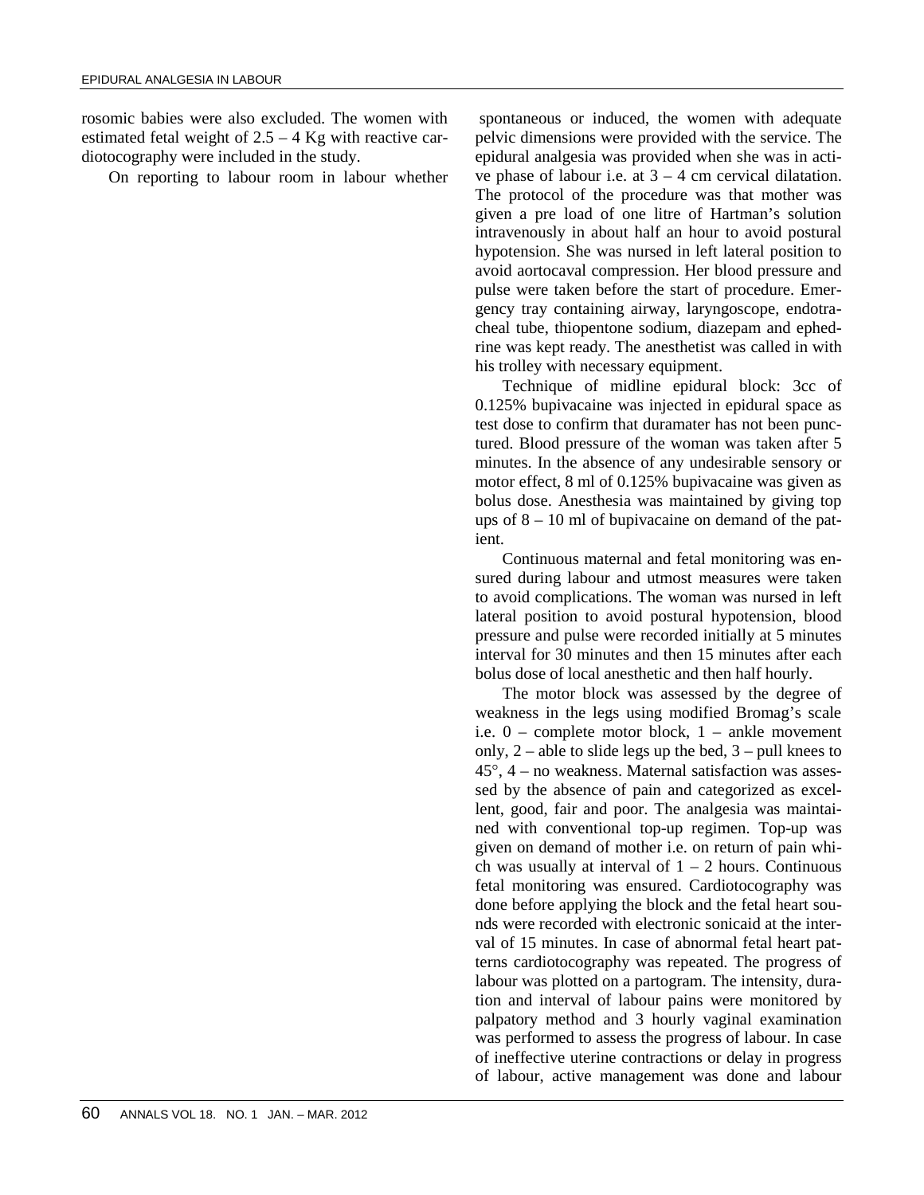rosomic babies were also excluded. The women with estimated fetal weight of 2.5 – 4 Kg with reactive cardiotocography were included in the study.

On reporting to labour room in labour whether spontaneous or induced, the women with adequate pelvic dimensions were provided with the service. The epidural analgesia was provided when she was in active phase of labour i.e. at 3 – 4 cm cervical dilatation. The protocol of the procedure was that mother was given a pre load of one litre of Hartman's solution intravenously in about half an hour to avoid postural hypotension. She was nursed in left lateral position to avoid aortocaval compression. Her blood pressure and pulse were taken before the start of procedure. Emergency tray containing airway, laryngoscope, endotracheal tube, thiopentone sodium, diazepam and ephedrine was kept ready. The anesthetist was called in with his trolley with necessary equipment.

Technique of midline epidural block: 3cc of 0.125% bupivacaine was injected in epidural space as test dose to confirm that duramater has not been punctured. Blood pressure of the woman was taken after 5 minutes. In the absence of any undesirable sensory or motor effect, 8 ml of 0.125% bupivacaine was given as bolus dose. Anesthesia was maintained by giving top ups of 8 – 10 ml of bupivacaine on demand of the patient.

Continuous maternal and fetal monitoring was ensured during labour and utmost measures were taken to avoid complications. The woman was nursed in left lateral position to avoid postural hypotension, blood pressure and pulse were recorded initially at 5 minutes interval for 30 minutes and then 15 minutes after each bolus dose of local anesthetic and then half hourly.

The motor block was assessed by the degree of weakness in the legs using modified Bromag's scale i.e. 0 – complete motor block, 1 – ankle movement only, 2 – able to slide legs up the bed, 3 – pull knees to 45°, 4 – no weakness. Maternal satisfaction was assessed by the absence of pain and categorized as excellent, good, fair and poor. The analgesia was maintained with conventional top-up regimen. Top-up was given on demand of mother i.e. on return of pain which was usually at interval of 1 – 2 hours. Continuous fetal monitoring was ensured. Cardiotocography was done before applying the block and the fetal heart sounds were recorded with electronic sonicaid at the interval of 15 minutes. In case of abnormal fetal heart patterns cardiotocography was repeated. The progress of labour was plotted on a partogram. The intensity, duration and interval of labour pains were monitored by palpatory method and 3 hourly vaginal examination was performed to assess the progress of labour. In case of ineffective uterine contractions or delay in progress of labour, active management was done and labour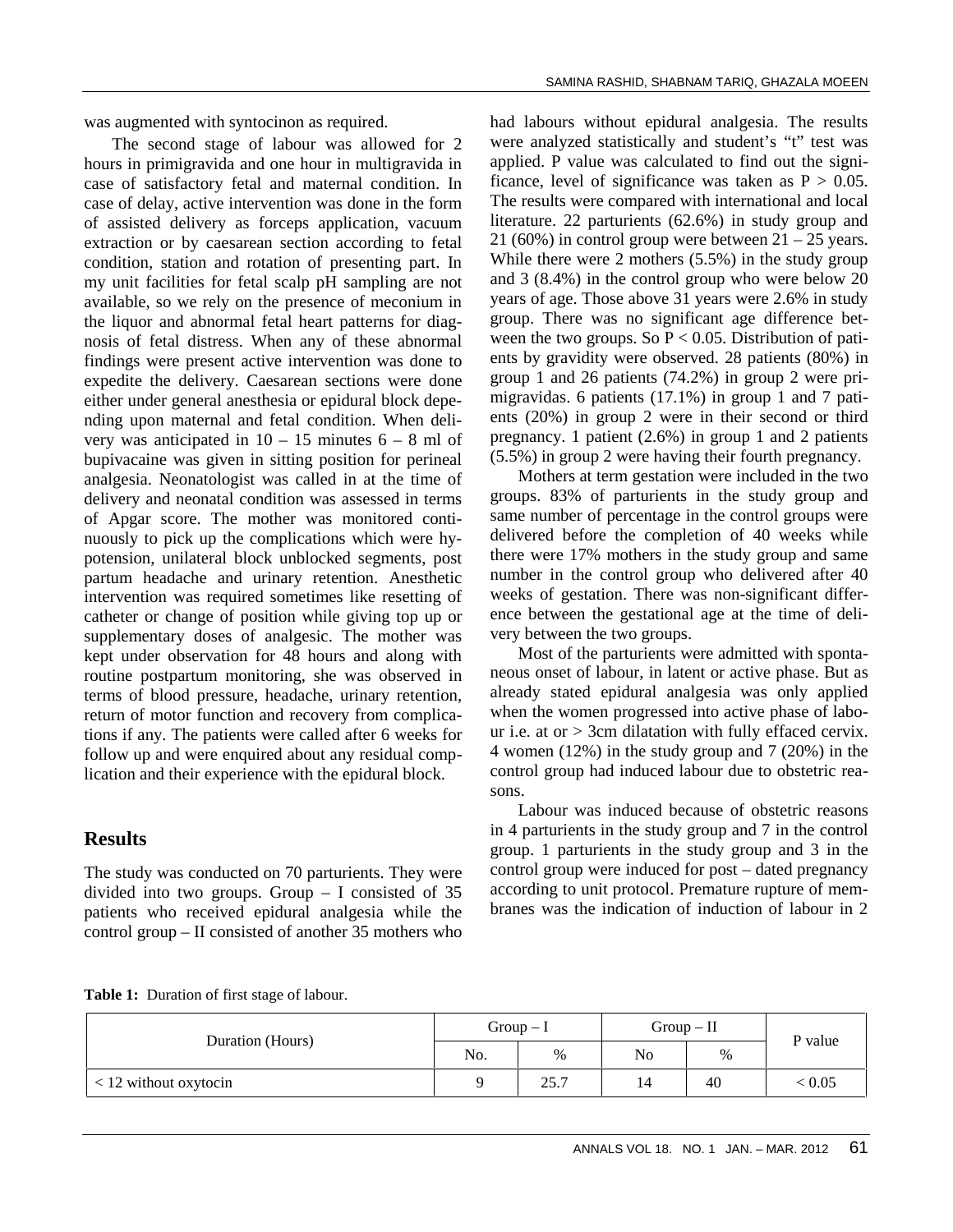was augmented with syntocinon as required.

The second stage of labour was allowed for 2 hours in primigravida and one hour in multigravida in case of satisfactory fetal and maternal condition. In case of delay, active intervention was done in the form of assisted delivery as forceps application, vacuum extraction or by caesarean section according to fetal condition, station and rotation of presenting part. In my unit facilities for fetal scalp pH sampling are not available, so we rely on the presence of meconium in the liquor and abnormal fetal heart patterns for diagnosis of fetal distress. When any of these abnormal findings were present active intervention was done to expedite the delivery. Caesarean sections were done either under general anesthesia or epidural block depending upon maternal and fetal condition. When delivery was anticipated in 10 – 15 minutes 6 – 8 ml of bupivacaine was given in sitting position for perineal analgesia. Neonatologist was called in at the time of delivery and neonatal condition was assessed in terms of Apgar score. The mother was monitored continuously to pick up the complications which were hypotension, unilateral block unblocked segments, post partum headache and urinary retention. Anesthetic intervention was required sometimes like resetting of catheter or change of position while giving top up or supplementary doses of analgesic. The mother was kept under observation for 48 hours and along with routine postpartum monitoring, she was observed in terms of blood pressure, headache, urinary retention, return of motor function and recovery from complications if any. The patients were called after 6 weeks for follow up and were enquired about any residual complication and their experience with the epidural block.

## Results

The study was conducted on 70 parturients. They were divided into two groups. Group – I consisted of 35 patients who received epidural analgesia while the control group – II consisted of another 35 mothers who had labours without epidural analgesia. The results were analyzed statistically and student's "t" test was applied. P value was calculated to find out the significance, level of significance was taken as $P > 0.05$. The results were compared with international and local literature. 22 parturients (62.6%) in study group and 21 (60%) in control group were between 21 – 25 years. While there were 2 mothers (5.5%) in the study group and 3 (8.4%) in the control group who were below 20 years of age. Those above 31 years were 2.6% in study group. There was no significant age difference between the two groups. So $P < 0.05$. Distribution of patients by gravidity were observed. 28 patients (80%) in group 1 and 26 patients (74.2%) in group 2 were primigravidas. 6 patients (17.1%) in group 1 and 7 patients (20%) in group 2 were in their second or third pregnancy. 1 patient (2.6%) in group 1 and 2 patients (5.5%) in group 2 were having their fourth pregnancy.

Mothers at term gestation were included in the two groups. 83% of parturients in the study group and same number of percentage in the control groups were delivered before the completion of 40 weeks while there were 17% mothers in the study group and same number in the control group who delivered after 40 weeks of gestation. There was non-significant difference between the gestational age at the time of delivery between the two groups.

Most of the parturients were admitted with spontaneous onset of labour, in latent or active phase. But as already stated epidural analgesia was only applied when the women progressed into active phase of labour i.e. at or > 3cm dilatation with fully effaced cervix. 4 women (12%) in the study group and 7 (20%) in the control group had induced labour due to obstetric reasons.

Labour was induced because of obstetric reasons in 4 parturients in the study group and 7 in the control group. 1 parturients in the study group and 3 in the control group were induced for post – dated pregnancy according to unit protocol. Premature rupture of membranes was the indication of induction of labour in 2

**Table 1:** Duration of first stage of labour.

| Duration (Hours) | Group – I | | Group – II | | P value |
|---|---|---|---|---|---|
| | No. | % | No | % | |
| < 12 without oxytocin | 9 | 25.7 | 14 | 40 | < 0.05 |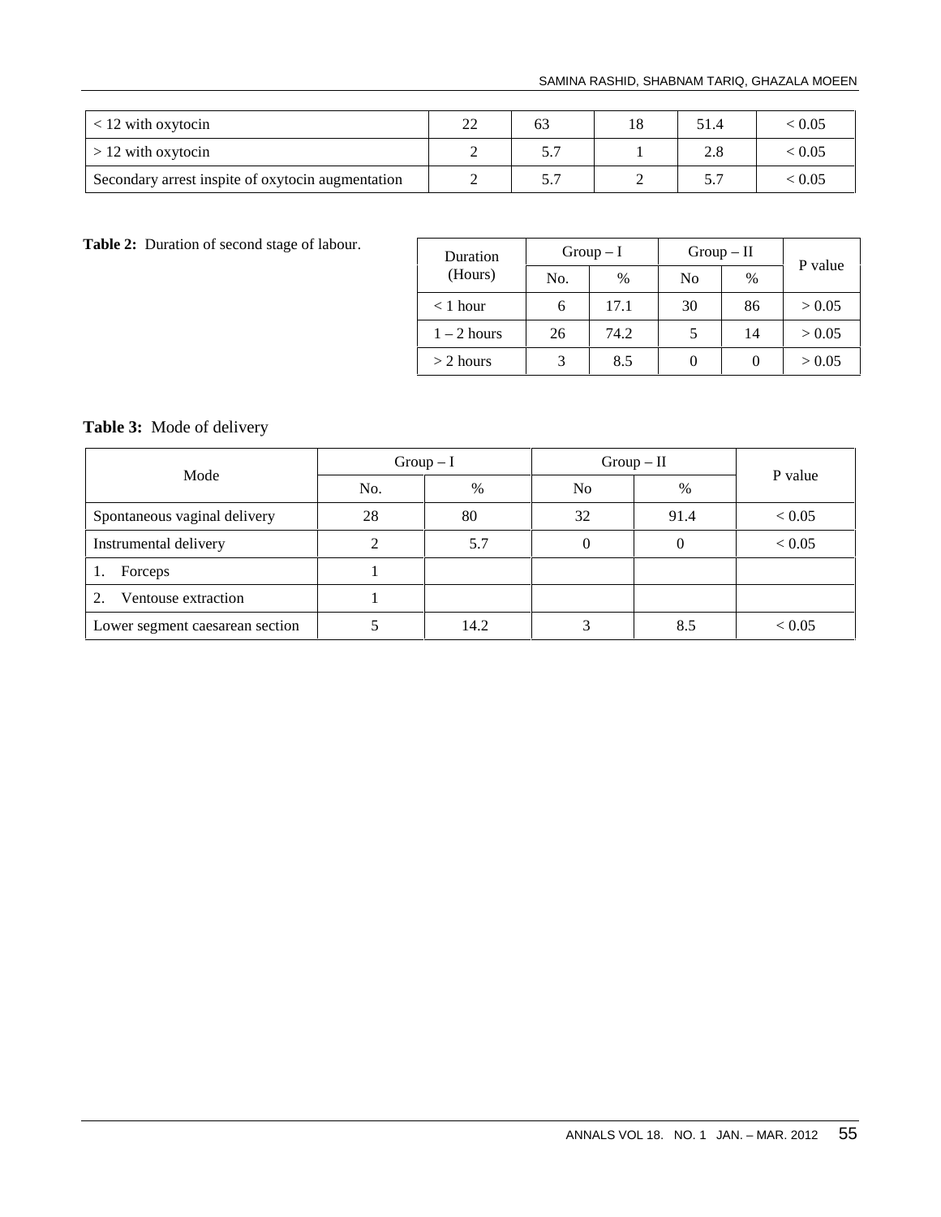| < 12 with oxytocin | 22 | 63 | 18 | 51.4 | < 0.05 |
|---|---|---|---|---|---|
| > 12 with oxytocin | 2 | 5.7 | 1 | 2.8 | < 0.05 |
| Secondary arrest inspite of oxytocin augmentation | 2 | 5.7 | 2 | 5.7 | < 0.05 |

**Table 2:** Duration of second stage of labour.

| Duration (Hours) | Group – I | | Group – II | | P value |
|---|---|---|---|---|---|
| | No. | % | No | % | |
| < 1 hour | 6 | 17.1 | 30 | 86 | > 0.05 |
| 1 – 2 hours | 26 | 74.2 | 5 | 14 | > 0.05 |
| > 2 hours | 3 | 8.5 | 0 | 0 | > 0.05 |

**Table 3:** Mode of delivery

| Mode | Group – I | | Group – II | | P value |
|---|---|---|---|---|---|
| | No. | % | No | % | |
| Spontaneous vaginal delivery | 28 | 80 | 32 | 91.4 | < 0.05 |
| Instrumental delivery | 2 | 5.7 | 0 | 0 | < 0.05 |
| 1. Forceps | 1 | | | | |
| 2. Ventouse extraction | 1 | | | | |
| Lower segment caesarean section | 5 | 14.2 | 3 | 8.5 | < 0.05 |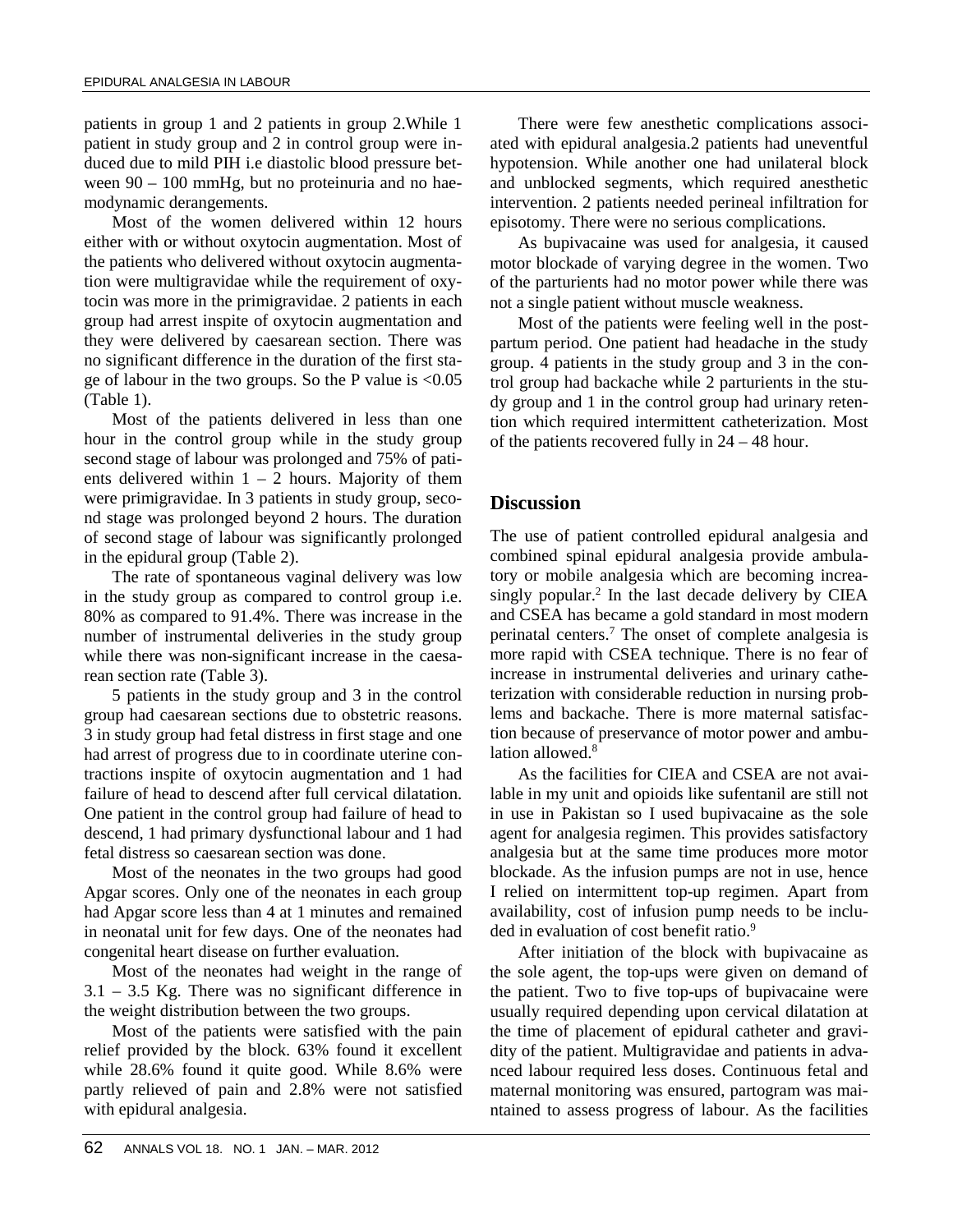patients in group 1 and 2 patients in group 2.While 1 patient in study group and 2 in control group were induced due to mild PIH i.e diastolic blood pressure between 90 – 100 mmHg, but no proteinuria and no haemodynamic derangements.

Most of the women delivered within 12 hours either with or without oxytocin augmentation. Most of the patients who delivered without oxytocin augmentation were multigravidae while the requirement of oxytocin was more in the primigravidae. 2 patients in each group had arrest inspite of oxytocin augmentation and they were delivered by caesarean section. There was no significant difference in the duration of the first stage of labour in the two groups. So the P value is <0.05 (Table 1).

Most of the patients delivered in less than one hour in the control group while in the study group second stage of labour was prolonged and 75% of patients delivered within 1 – 2 hours. Majority of them were primigravidae. In 3 patients in study group, second stage was prolonged beyond 2 hours. The duration of second stage of labour was significantly prolonged in the epidural group (Table 2).

The rate of spontaneous vaginal delivery was low in the study group as compared to control group i.e. 80% as compared to 91.4%. There was increase in the number of instrumental deliveries in the study group while there was non-significant increase in the caesarean section rate (Table 3).

5 patients in the study group and 3 in the control group had caesarean sections due to obstetric reasons. 3 in study group had fetal distress in first stage and one had arrest of progress due to in coordinate uterine contractions inspite of oxytocin augmentation and 1 had failure of head to descend after full cervical dilatation. One patient in the control group had failure of head to descend, 1 had primary dysfunctional labour and 1 had fetal distress so caesarean section was done.

Most of the neonates in the two groups had good Apgar scores. Only one of the neonates in each group had Apgar score less than 4 at 1 minutes and remained in neonatal unit for few days. One of the neonates had congenital heart disease on further evaluation.

Most of the neonates had weight in the range of 3.1 – 3.5 Kg. There was no significant difference in the weight distribution between the two groups.

Most of the patients were satisfied with the pain relief provided by the block. 63% found it excellent while 28.6% found it quite good. While 8.6% were partly relieved of pain and 2.8% were not satisfied with epidural analgesia.

There were few anesthetic complications associated with epidural analgesia.2 patients had uneventful hypotension. While another one had unilateral block and unblocked segments, which required anesthetic intervention. 2 patients needed perineal infiltration for episotomy. There were no serious complications.

As bupivacaine was used for analgesia, it caused motor blockade of varying degree in the women. Two of the parturients had no motor power while there was not a single patient without muscle weakness.

Most of the patients were feeling well in the postpartum period. One patient had headache in the study group. 4 patients in the study group and 3 in the control group had backache while 2 parturients in the study group and 1 in the control group had urinary retention which required intermittent catheterization. Most of the patients recovered fully in 24 – 48 hour.

## Discussion

The use of patient controlled epidural analgesia and combined spinal epidural analgesia provide ambulatory or mobile analgesia which are becoming increasingly popular.[2] In the last decade delivery by CIEA and CSEA has became a gold standard in most modern perinatal centers.[7] The onset of complete analgesia is more rapid with CSEA technique. There is no fear of increase in instrumental deliveries and urinary catheterization with considerable reduction in nursing problems and backache. There is more maternal satisfaction because of preservance of motor power and ambulation allowed.[8]

As the facilities for CIEA and CSEA are not available in my unit and opioids like sufentanil are still not in use in Pakistan so I used bupivacaine as the sole agent for analgesia regimen. This provides satisfactory analgesia but at the same time produces more motor blockade. As the infusion pumps are not in use, hence I relied on intermittent top-up regimen. Apart from availability, cost of infusion pump needs to be included in evaluation of cost benefit ratio.[9]

After initiation of the block with bupivacaine as the sole agent, the top-ups were given on demand of the patient. Two to five top-ups of bupivacaine were usually required depending upon cervical dilatation at the time of placement of epidural catheter and gravidity of the patient. Multigravidae and patients in advanced labour required less doses. Continuous fetal and maternal monitoring was ensured, partogram was maintained to assess progress of labour. As the facilities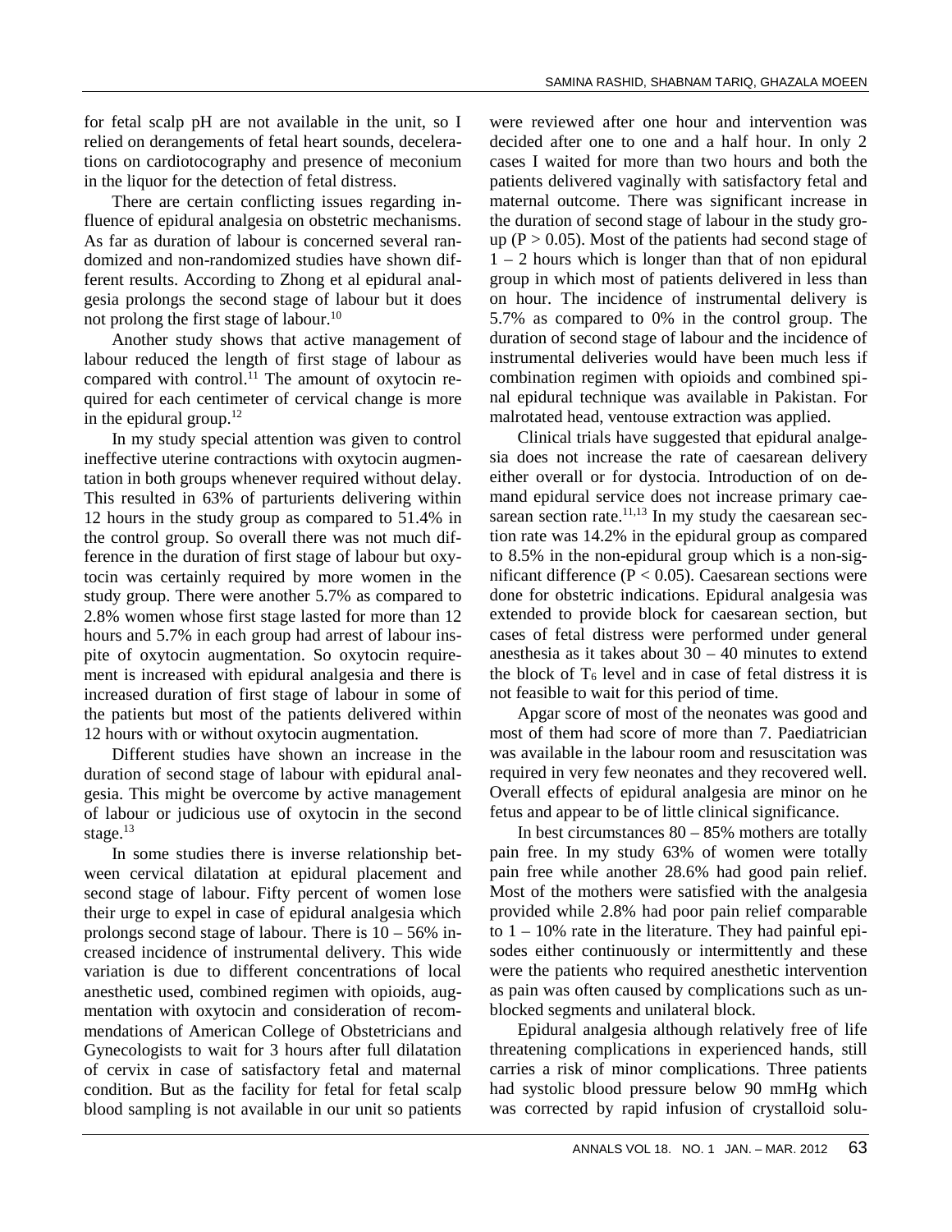for fetal scalp pH are not available in the unit, so I relied on derangements of fetal heart sounds, decelerations on cardiotocography and presence of meconium in the liquor for the detection of fetal distress.

There are certain conflicting issues regarding influence of epidural analgesia on obstetric mechanisms. As far as duration of labour is concerned several randomized and non-randomized studies have shown different results. According to Zhong et al epidural analgesia prolongs the second stage of labour but it does not prolong the first stage of labour.[10]

Another study shows that active management of labour reduced the length of first stage of labour as compared with control.[11] The amount of oxytocin required for each centimeter of cervical change is more in the epidural group.[12]

In my study special attention was given to control ineffective uterine contractions with oxytocin augmentation in both groups whenever required without delay. This resulted in 63% of parturients delivering within 12 hours in the study group as compared to 51.4% in the control group. So overall there was not much difference in the duration of first stage of labour but oxytocin was certainly required by more women in the study group. There were another 5.7% as compared to 2.8% women whose first stage lasted for more than 12 hours and 5.7% in each group had arrest of labour inspite of oxytocin augmentation. So oxytocin requirement is increased with epidural analgesia and there is increased duration of first stage of labour in some of the patients but most of the patients delivered within 12 hours with or without oxytocin augmentation.

Different studies have shown an increase in the duration of second stage of labour with epidural analgesia. This might be overcome by active management of labour or judicious use of oxytocin in the second stage.[13]

In some studies there is inverse relationship between cervical dilatation at epidural placement and second stage of labour. Fifty percent of women lose their urge to expel in case of epidural analgesia which prolongs second stage of labour. There is 10 – 56% increased incidence of instrumental delivery. This wide variation is due to different concentrations of local anesthetic used, combined regimen with opioids, augmentation with oxytocin and consideration of recommendations of American College of Obstetricians and Gynecologists to wait for 3 hours after full dilatation of cervix in case of satisfactory fetal and maternal condition. But as the facility for fetal for fetal scalp blood sampling is not available in our unit so patients were reviewed after one hour and intervention was decided after one to one and a half hour. In only 2 cases I waited for more than two hours and both the patients delivered vaginally with satisfactory fetal and maternal outcome. There was significant increase in the duration of second stage of labour in the study group ($P > 0.05$). Most of the patients had second stage of 1 – 2 hours which is longer than that of non epidural group in which most of patients delivered in less than on hour. The incidence of instrumental delivery is 5.7% as compared to 0% in the control group. The duration of second stage of labour and the incidence of instrumental deliveries would have been much less if combination regimen with opioids and combined spinal epidural technique was available in Pakistan. For malrotated head, ventouse extraction was applied.

Clinical trials have suggested that epidural analgesia does not increase the rate of caesarean delivery either overall or for dystocia. Introduction of on demand epidural service does not increase primary caesarean section rate.[11,13] In my study the caesarean section rate was 14.2% in the epidural group as compared to 8.5% in the non-epidural group which is a non-significant difference ($P < 0.05$). Caesarean sections were done for obstetric indications. Epidural analgesia was extended to provide block for caesarean section, but cases of fetal distress were performed under general anesthesia as it takes about 30 – 40 minutes to extend the block of $T_6$ level and in case of fetal distress it is not feasible to wait for this period of time.

Apgar score of most of the neonates was good and most of them had score of more than 7. Paediatrician was available in the labour room and resuscitation was required in very few neonates and they recovered well. Overall effects of epidural analgesia are minor on he fetus and appear to be of little clinical significance.

In best circumstances 80 – 85% mothers are totally pain free. In my study 63% of women were totally pain free while another 28.6% had good pain relief. Most of the mothers were satisfied with the analgesia provided while 2.8% had poor pain relief comparable to 1 – 10% rate in the literature. They had painful episodes either continuously or intermittently and these were the patients who required anesthetic intervention as pain was often caused by complications such as unblocked segments and unilateral block.

Epidural analgesia although relatively free of life threatening complications in experienced hands, still carries a risk of minor complications. Three patients had systolic blood pressure below 90 mmHg which was corrected by rapid infusion of crystalloid solu-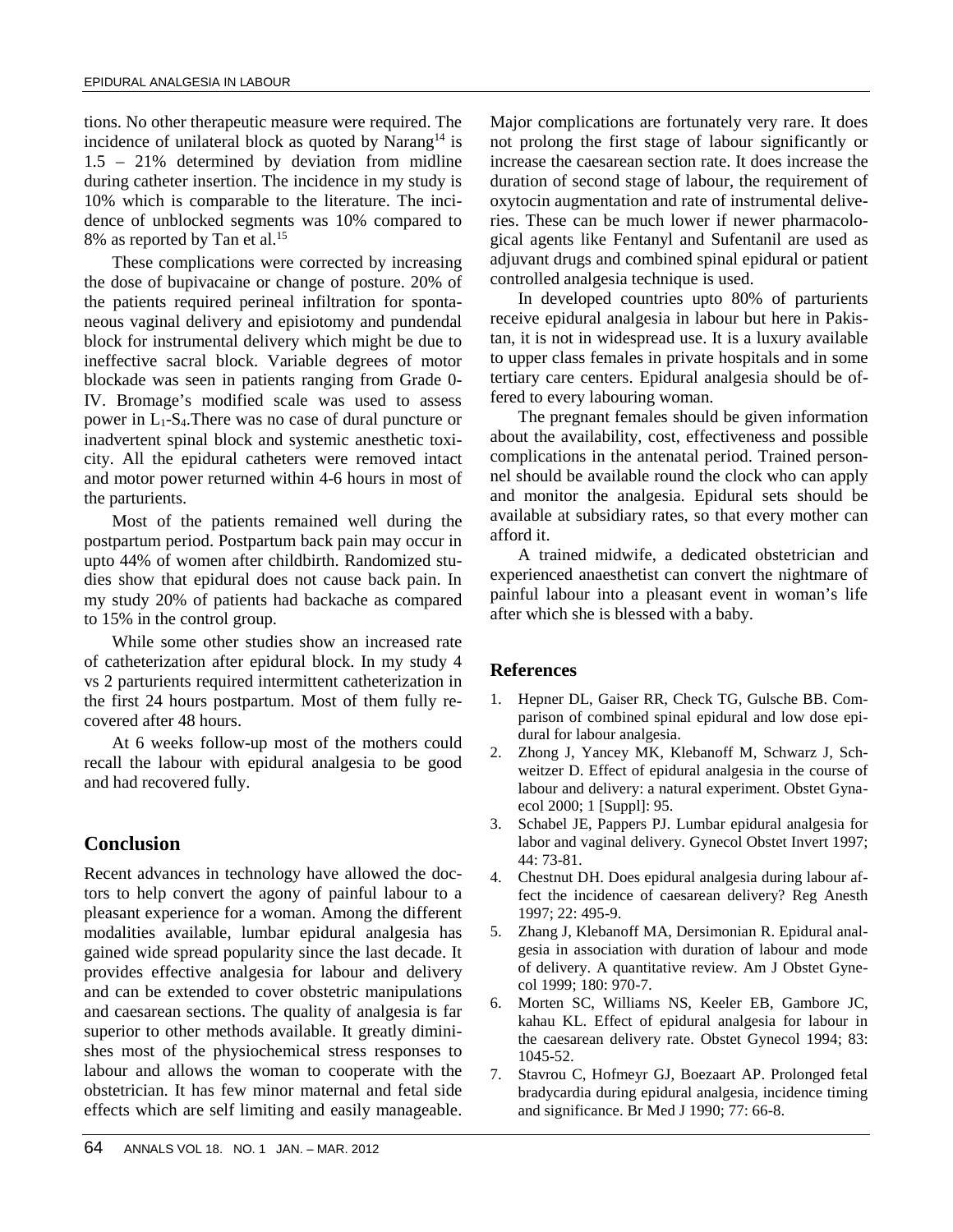tions. No other therapeutic measure were required. The incidence of unilateral block as quoted by Narang[14] is 1.5 – 21% determined by deviation from midline during catheter insertion. The incidence in my study is 10% which is comparable to the literature. The incidence of unblocked segments was 10% compared to 8% as reported by Tan et al.[15]

These complications were corrected by increasing the dose of bupivacaine or change of posture. 20% of the patients required perineal infiltration for spontaneous vaginal delivery and episiotomy and pundendal block for instrumental delivery which might be due to ineffective sacral block. Variable degrees of motor blockade was seen in patients ranging from Grade 0-IV. Bromage's modified scale was used to assess power in $L_1$-$S_4$.There was no case of dural puncture or inadvertent spinal block and systemic anesthetic toxicity. All the epidural catheters were removed intact and motor power returned within 4-6 hours in most of the parturients.

Most of the patients remained well during the postpartum period. Postpartum back pain may occur in upto 44% of women after childbirth. Randomized studies show that epidural does not cause back pain. In my study 20% of patients had backache as compared to 15% in the control group.

While some other studies show an increased rate of catheterization after epidural block. In my study 4 vs 2 parturients required intermittent catheterization in the first 24 hours postpartum. Most of them fully recovered after 48 hours.

At 6 weeks follow-up most of the mothers could recall the labour with epidural analgesia to be good and had recovered fully.

## Conclusion

Recent advances in technology have allowed the doctors to help convert the agony of painful labour to a pleasant experience for a woman. Among the different modalities available, lumbar epidural analgesia has gained wide spread popularity since the last decade. It provides effective analgesia for labour and delivery and can be extended to cover obstetric manipulations and caesarean sections. The quality of analgesia is far superior to other methods available. It greatly diminishes most of the physiochemical stress responses to labour and allows the woman to cooperate with the obstetrician. It has few minor maternal and fetal side effects which are self limiting and easily manageable. Major complications are fortunately very rare. It does not prolong the first stage of labour significantly or increase the caesarean section rate. It does increase the duration of second stage of labour, the requirement of oxytocin augmentation and rate of instrumental deliveries. These can be much lower if newer pharmacological agents like Fentanyl and Sufentanil are used as adjuvant drugs and combined spinal epidural or patient controlled analgesia technique is used.

In developed countries upto 80% of parturients receive epidural analgesia in labour but here in Pakistan, it is not in widespread use. It is a luxury available to upper class females in private hospitals and in some tertiary care centers. Epidural analgesia should be offered to every labouring woman.

The pregnant females should be given information about the availability, cost, effectiveness and possible complications in the antenatal period. Trained personnel should be available round the clock who can apply and monitor the analgesia. Epidural sets should be available at subsidiary rates, so that every mother can afford it.

A trained midwife, a dedicated obstetrician and experienced anaesthetist can convert the nightmare of painful labour into a pleasant event in woman's life after which she is blessed with a baby.

### References

1. Hepner DL, Gaiser RR, Check TG, Gulsche BB. Comparison of combined spinal epidural and low dose epidural for labour analgesia.
2. Zhong J, Yancey MK, Klebanoff M, Schwarz J, Schweitzer D. Effect of epidural analgesia in the course of labour and delivery: a natural experiment. Obstet Gynaecol 2000; 1 [Suppl]: 95.
3. Schabel JE, Pappers PJ. Lumbar epidural analgesia for labor and vaginal delivery. Gynecol Obstet Invert 1997; 44: 73-81.
4. Chestnut DH. Does epidural analgesia during labour affect the incidence of caesarean delivery? Reg Anesth 1997; 22: 495-9.
5. Zhang J, Klebanoff MA, Dersimonian R. Epidural analgesia in association with duration of labour and mode of delivery. A quantitative review. Am J Obstet Gynecol 1999; 180: 970-7.
6. Morten SC, Williams NS, Keeler EB, Gambore JC, kahau KL. Effect of epidural analgesia for labour in the caesarean delivery rate. Obstet Gynecol 1994; 83: 1045-52.
7. Stavrou C, Hofmeyr GJ, Boezaart AP. Prolonged fetal bradycardia during epidural analgesia, incidence timing and significance. Br Med J 1990; 77: 66-8.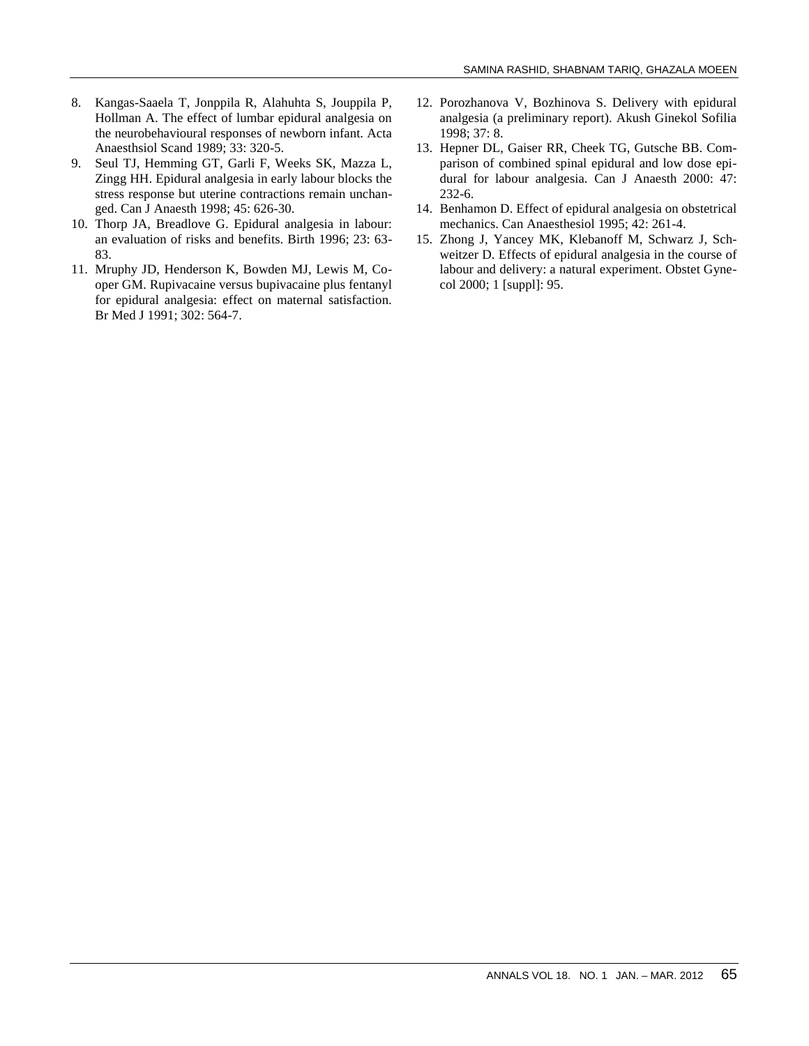8. Kangas-Saaela T, Jonppila R, Alahuhta S, Jouppila P, Hollman A. The effect of lumbar epidural analgesia on the neurobehavioural responses of newborn infant. Acta Anaesthsiol Scand 1989; 33: 320-5.
9. Seul TJ, Hemming GT, Garli F, Weeks SK, Mazza L, Zingg HH. Epidural analgesia in early labour blocks the stress response but uterine contractions remain unchanged. Can J Anaesth 1998; 45: 626-30.
10. Thorp JA, Breadlove G. Epidural analgesia in labour: an evaluation of risks and benefits. Birth 1996; 23: 63-83.
11. Mruphy JD, Henderson K, Bowden MJ, Lewis M, Cooper GM. Rupivacaine versus bupivacaine plus fentanyl for epidural analgesia: effect on maternal satisfaction. Br Med J 1991; 302: 564-7.
12. Porozhanova V, Bozhinova S. Delivery with epidural analgesia (a preliminary report). Akush Ginekol Sofilia 1998; 37: 8.
13. Hepner DL, Gaiser RR, Cheek TG, Gutsche BB. Comparison of combined spinal epidural and low dose epidural for labour analgesia. Can J Anaesth 2000: 47: 232-6.
14. Benhamon D. Effect of epidural analgesia on obstetrical mechanics. Can Anaesthesiol 1995; 42: 261-4.
15. Zhong J, Yancey MK, Klebanoff M, Schwarz J, Schweitzer D. Effects of epidural analgesia in the course of labour and delivery: a natural experiment. Obstet Gynecol 2000; 1 [suppl]: 95.